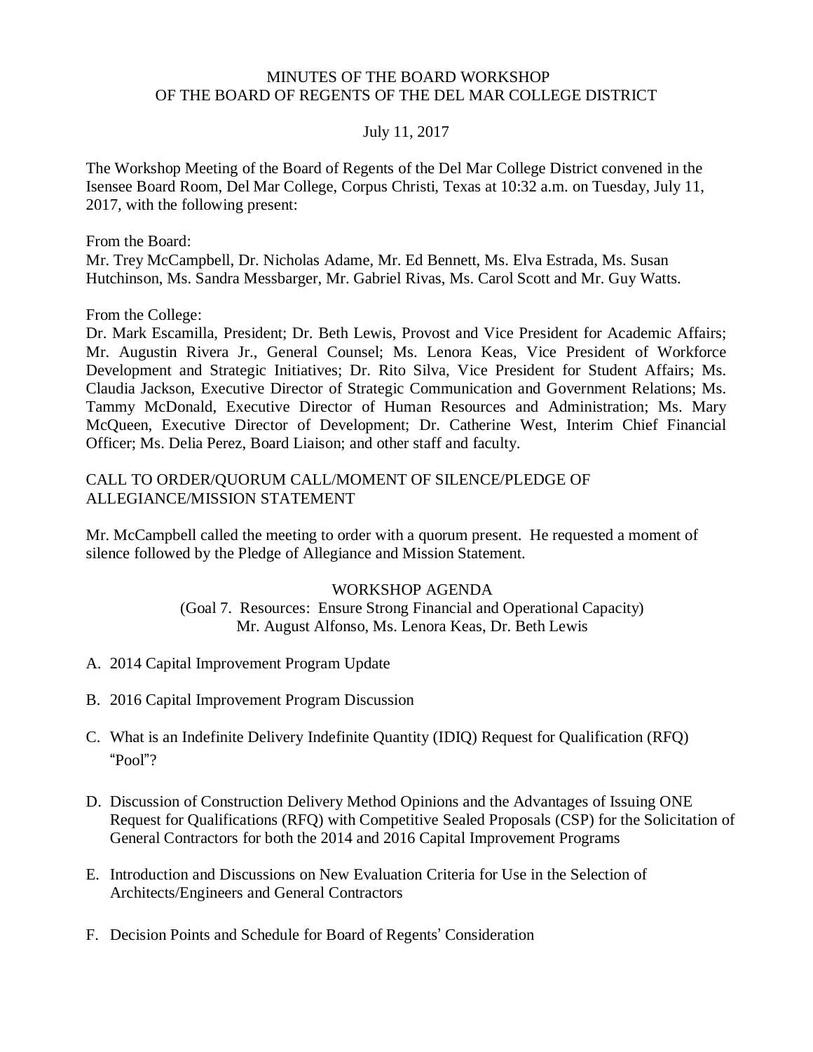# MINUTES OF THE BOARD WORKSHOP
# OF THE BOARD OF REGENTS OF THE DEL MAR COLLEGE DISTRICT

July 11, 2017

The Workshop Meeting of the Board of Regents of the Del Mar College District convened in the Isensee Board Room, Del Mar College, Corpus Christi, Texas at 10:32 a.m. on Tuesday, July 11, 2017, with the following present:

From the Board:
Mr. Trey McCampbell, Dr. Nicholas Adame, Mr. Ed Bennett, Ms. Elva Estrada, Ms. Susan Hutchinson, Ms. Sandra Messbarger, Mr. Gabriel Rivas, Ms. Carol Scott and Mr. Guy Watts.

From the College:
Dr. Mark Escamilla, President; Dr. Beth Lewis, Provost and Vice President for Academic Affairs; Mr. Augustin Rivera Jr., General Counsel; Ms. Lenora Keas, Vice President of Workforce Development and Strategic Initiatives; Dr. Rito Silva, Vice President for Student Affairs; Ms. Claudia Jackson, Executive Director of Strategic Communication and Government Relations; Ms. Tammy McDonald, Executive Director of Human Resources and Administration; Ms. Mary McQueen, Executive Director of Development; Dr. Catherine West, Interim Chief Financial Officer; Ms. Delia Perez, Board Liaison; and other staff and faculty.

## CALL TO ORDER/QUORUM CALL/MOMENT OF SILENCE/PLEDGE OF ALLEGIANCE/MISSION STATEMENT

Mr. McCampbell called the meeting to order with a quorum present. He requested a moment of silence followed by the Pledge of Allegiance and Mission Statement.

## WORKSHOP AGENDA

(Goal 7. Resources: Ensure Strong Financial and Operational Capacity)
Mr. August Alfonso, Ms. Lenora Keas, Dr. Beth Lewis

A. 2014 Capital Improvement Program Update

B. 2016 Capital Improvement Program Discussion

C. What is an Indefinite Delivery Indefinite Quantity (IDIQ) Request for Qualification (RFQ) "Pool"?

D. Discussion of Construction Delivery Method Opinions and the Advantages of Issuing ONE Request for Qualifications (RFQ) with Competitive Sealed Proposals (CSP) for the Solicitation of General Contractors for both the 2014 and 2016 Capital Improvement Programs

E. Introduction and Discussions on New Evaluation Criteria for Use in the Selection of Architects/Engineers and General Contractors

F. Decision Points and Schedule for Board of Regents' Consideration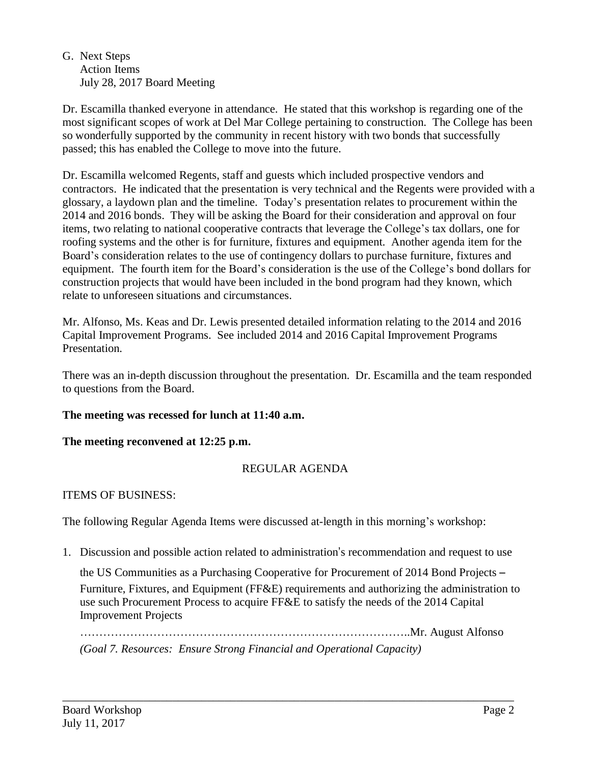G. Next Steps
   Action Items
   July 28, 2017 Board Meeting

Dr. Escamilla thanked everyone in attendance. He stated that this workshop is regarding one of the most significant scopes of work at Del Mar College pertaining to construction. The College has been so wonderfully supported by the community in recent history with two bonds that successfully passed; this has enabled the College to move into the future.

Dr. Escamilla welcomed Regents, staff and guests which included prospective vendors and contractors. He indicated that the presentation is very technical and the Regents were provided with a glossary, a laydown plan and the timeline. Today's presentation relates to procurement within the 2014 and 2016 bonds. They will be asking the Board for their consideration and approval on four items, two relating to national cooperative contracts that leverage the College's tax dollars, one for roofing systems and the other is for furniture, fixtures and equipment. Another agenda item for the Board's consideration relates to the use of contingency dollars to purchase furniture, fixtures and equipment. The fourth item for the Board's consideration is the use of the College's bond dollars for construction projects that would have been included in the bond program had they known, which relate to unforeseen situations and circumstances.

Mr. Alfonso, Ms. Keas and Dr. Lewis presented detailed information relating to the 2014 and 2016 Capital Improvement Programs. See included 2014 and 2016 Capital Improvement Programs Presentation.

There was an in-depth discussion throughout the presentation. Dr. Escamilla and the team responded to questions from the Board.

**The meeting was recessed for lunch at 11:40 a.m.**

**The meeting reconvened at 12:25 p.m.**

REGULAR AGENDA

ITEMS OF BUSINESS:

The following Regular Agenda Items were discussed at-length in this morning's workshop:

1. Discussion and possible action related to administration's recommendation and request to use the US Communities as a Purchasing Cooperative for Procurement of 2014 Bond Projects – Furniture, Fixtures, and Equipment (FF&E) requirements and authorizing the administration to use such Procurement Process to acquire FF&E to satisfy the needs of the 2014 Capital Improvement Projects

   …………………………………………………………………………..Mr. August Alfonso

   *(Goal 7. Resources: Ensure Strong Financial and Operational Capacity)*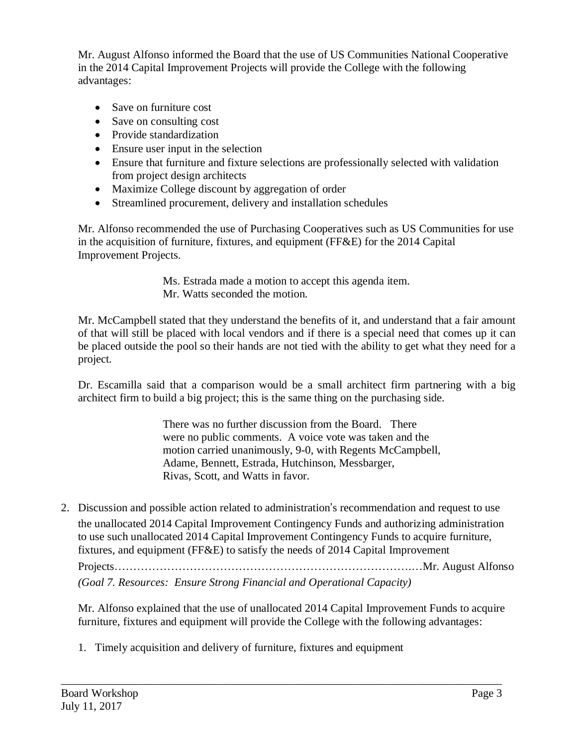Mr. August Alfonso informed the Board that the use of US Communities National Cooperative in the 2014 Capital Improvement Projects will provide the College with the following advantages:

- Save on furniture cost
- Save on consulting cost
- Provide standardization
- Ensure user input in the selection
- Ensure that furniture and fixture selections are professionally selected with validation from project design architects
- Maximize College discount by aggregation of order
- Streamlined procurement, delivery and installation schedules

Mr. Alfonso recommended the use of Purchasing Cooperatives such as US Communities for use in the acquisition of furniture, fixtures, and equipment (FF&E) for the 2014 Capital Improvement Projects.

> Ms. Estrada made a motion to accept this agenda item.
> Mr. Watts seconded the motion.

Mr. McCampbell stated that they understand the benefits of it, and understand that a fair amount of that will still be placed with local vendors and if there is a special need that comes up it can be placed outside the pool so their hands are not tied with the ability to get what they need for a project.

Dr. Escamilla said that a comparison would be a small architect firm partnering with a big architect firm to build a big project; this is the same thing on the purchasing side.

> There was no further discussion from the Board. There were no public comments. A voice vote was taken and the motion carried unanimously, 9-0, with Regents McCampbell, Adame, Bennett, Estrada, Hutchinson, Messbarger, Rivas, Scott, and Watts in favor.

2. Discussion and possible action related to administration's recommendation and request to use the unallocated 2014 Capital Improvement Contingency Funds and authorizing administration to use such unallocated 2014 Capital Improvement Contingency Funds to acquire furniture, fixtures, and equipment (FF&E) to satisfy the needs of 2014 Capital Improvement Projects……………………………………………………………………….Mr. August Alfonso
   *(Goal 7. Resources: Ensure Strong Financial and Operational Capacity)*

   Mr. Alfonso explained that the use of unallocated 2014 Capital Improvement Funds to acquire furniture, fixtures and equipment will provide the College with the following advantages:

   1. Timely acquisition and delivery of furniture, fixtures and equipment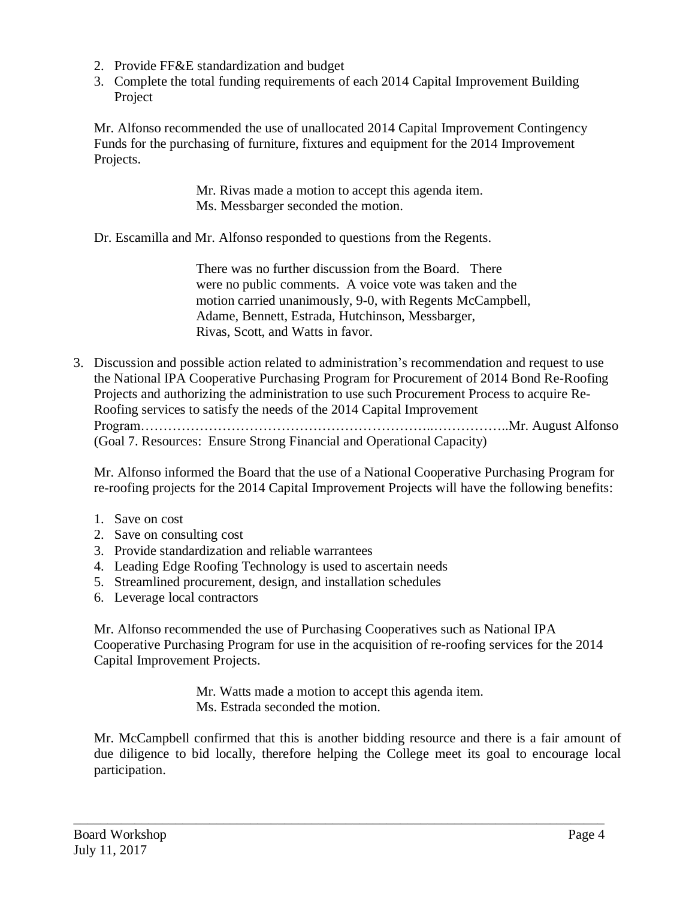2. Provide FF&E standardization and budget
3. Complete the total funding requirements of each 2014 Capital Improvement Building Project

Mr. Alfonso recommended the use of unallocated 2014 Capital Improvement Contingency Funds for the purchasing of furniture, fixtures and equipment for the 2014 Improvement Projects.

> Mr. Rivas made a motion to accept this agenda item.
> Ms. Messbarger seconded the motion.

Dr. Escamilla and Mr. Alfonso responded to questions from the Regents.

> There was no further discussion from the Board. There were no public comments. A voice vote was taken and the motion carried unanimously, 9-0, with Regents McCampbell, Adame, Bennett, Estrada, Hutchinson, Messbarger, Rivas, Scott, and Watts in favor.

3. Discussion and possible action related to administration's recommendation and request to use the National IPA Cooperative Purchasing Program for Procurement of 2014 Bond Re-Roofing Projects and authorizing the administration to use such Procurement Process to acquire Re-Roofing services to satisfy the needs of the 2014 Capital Improvement Program……………………………………………………..……………..Mr. August Alfonso (Goal 7. Resources: Ensure Strong Financial and Operational Capacity)

Mr. Alfonso informed the Board that the use of a National Cooperative Purchasing Program for re-roofing projects for the 2014 Capital Improvement Projects will have the following benefits:

1. Save on cost
2. Save on consulting cost
3. Provide standardization and reliable warrantees
4. Leading Edge Roofing Technology is used to ascertain needs
5. Streamlined procurement, design, and installation schedules
6. Leverage local contractors

Mr. Alfonso recommended the use of Purchasing Cooperatives such as National IPA Cooperative Purchasing Program for use in the acquisition of re-roofing services for the 2014 Capital Improvement Projects.

> Mr. Watts made a motion to accept this agenda item.
> Ms. Estrada seconded the motion.

Mr. McCampbell confirmed that this is another bidding resource and there is a fair amount of due diligence to bid locally, therefore helping the College meet its goal to encourage local participation.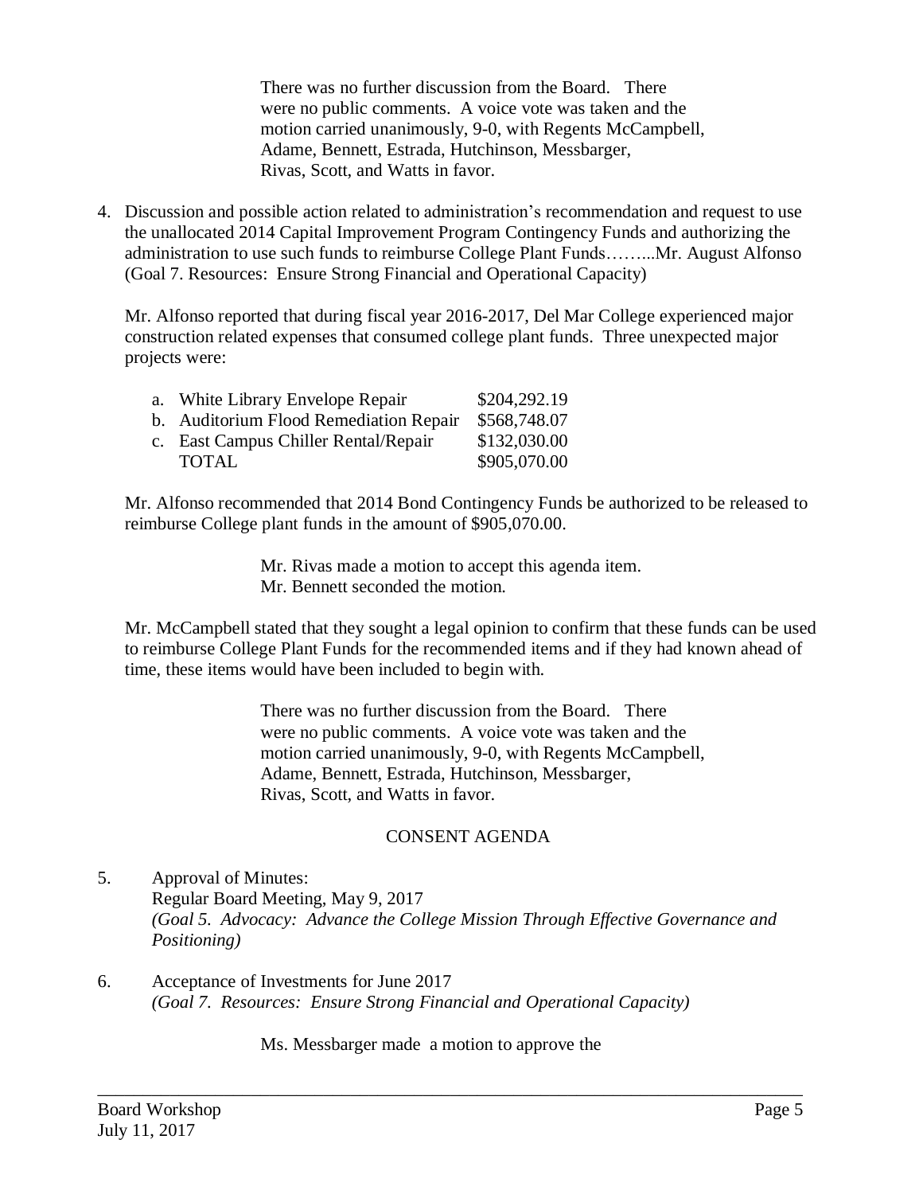There was no further discussion from the Board. There were no public comments. A voice vote was taken and the motion carried unanimously, 9-0, with Regents McCampbell, Adame, Bennett, Estrada, Hutchinson, Messbarger, Rivas, Scott, and Watts in favor.

4. Discussion and possible action related to administration's recommendation and request to use the unallocated 2014 Capital Improvement Program Contingency Funds and authorizing the administration to use such funds to reimburse College Plant Funds……...Mr. August Alfonso (Goal 7. Resources: Ensure Strong Financial and Operational Capacity)

   Mr. Alfonso reported that during fiscal year 2016-2017, Del Mar College experienced major construction related expenses that consumed college plant funds. Three unexpected major projects were:

   | | |
   |---|---|
   | a. White Library Envelope Repair | \$204,292.19 |
   | b. Auditorium Flood Remediation Repair | \$568,748.07 |
   | c. East Campus Chiller Rental/Repair | \$132,030.00 |
   | TOTAL | \$905,070.00 |

   Mr. Alfonso recommended that 2014 Bond Contingency Funds be authorized to be released to reimburse College plant funds in the amount of \$905,070.00.

   Mr. Rivas made a motion to accept this agenda item.
   Mr. Bennett seconded the motion.

   Mr. McCampbell stated that they sought a legal opinion to confirm that these funds can be used to reimburse College Plant Funds for the recommended items and if they had known ahead of time, these items would have been included to begin with.

   There was no further discussion from the Board. There were no public comments. A voice vote was taken and the motion carried unanimously, 9-0, with Regents McCampbell, Adame, Bennett, Estrada, Hutchinson, Messbarger, Rivas, Scott, and Watts in favor.

## CONSENT AGENDA

5. Approval of Minutes:
   Regular Board Meeting, May 9, 2017
   *(Goal 5. Advocacy: Advance the College Mission Through Effective Governance and Positioning)*

6. Acceptance of Investments for June 2017
   *(Goal 7. Resources: Ensure Strong Financial and Operational Capacity)*

   Ms. Messbarger made a motion to approve the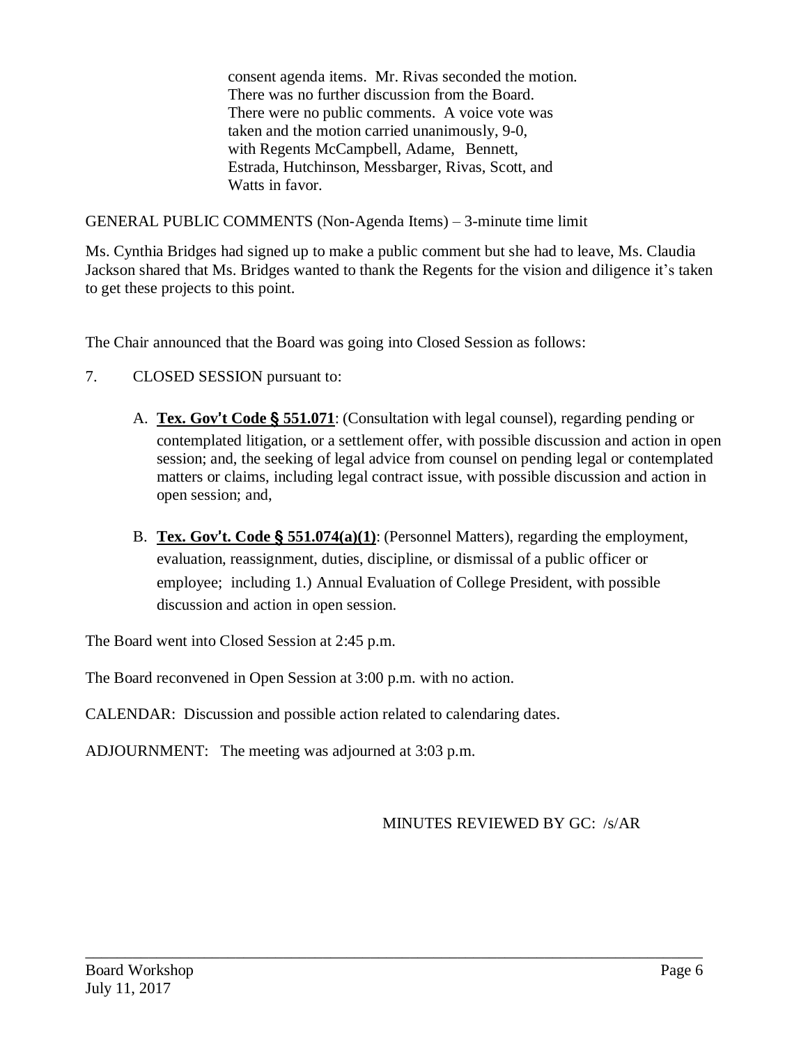consent agenda items. Mr. Rivas seconded the motion. There was no further discussion from the Board. There were no public comments. A voice vote was taken and the motion carried unanimously, 9-0, with Regents McCampbell, Adame, Bennett, Estrada, Hutchinson, Messbarger, Rivas, Scott, and Watts in favor.

GENERAL PUBLIC COMMENTS (Non-Agenda Items) – 3-minute time limit

Ms. Cynthia Bridges had signed up to make a public comment but she had to leave, Ms. Claudia Jackson shared that Ms. Bridges wanted to thank the Regents for the vision and diligence it's taken to get these projects to this point.

The Chair announced that the Board was going into Closed Session as follows:

7. CLOSED SESSION pursuant to:

   A. **Tex. Gov't Code § 551.071**: (Consultation with legal counsel), regarding pending or contemplated litigation, or a settlement offer, with possible discussion and action in open session; and, the seeking of legal advice from counsel on pending legal or contemplated matters or claims, including legal contract issue, with possible discussion and action in open session; and,

   B. **Tex. Gov't. Code § 551.074(a)(1)**: (Personnel Matters), regarding the employment, evaluation, reassignment, duties, discipline, or dismissal of a public officer or employee; including 1.) Annual Evaluation of College President, with possible discussion and action in open session.

The Board went into Closed Session at 2:45 p.m.

The Board reconvened in Open Session at 3:00 p.m. with no action.

CALENDAR: Discussion and possible action related to calendaring dates.

ADJOURNMENT: The meeting was adjourned at 3:03 p.m.

MINUTES REVIEWED BY GC: /s/AR